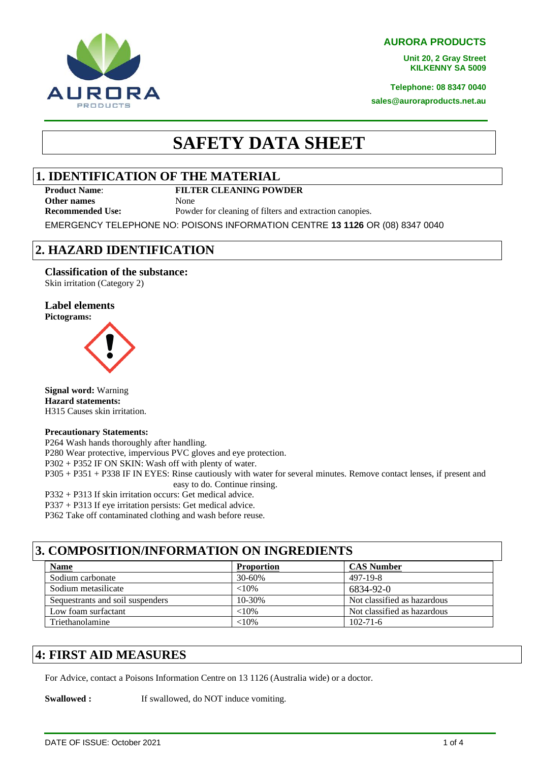**AURORA PRODUCTS**

**Unit 20, 2 Gray Street**
**KILKENNY SA 5009**

**Telephone: 08 8347 0040**

**sales@auroraproducts.net.au**

# SAFETY DATA SHEET

## 1. IDENTIFICATION OF THE MATERIAL

**Product Name**: **FILTER CLEANING POWDER**
**Other names** None
**Recommended Use:** Powder for cleaning of filters and extraction canopies.

EMERGENCY TELEPHONE NO: POISONS INFORMATION CENTRE **13 1126** OR (08) 8347 0040

## 2. HAZARD IDENTIFICATION

### Classification of the substance:

Skin irritation (Category 2)

### Label elements

**Pictograms:**

**Signal word:** Warning
**Hazard statements:**
H315 Causes skin irritation.

**Precautionary Statements:**
P264 Wash hands thoroughly after handling.
P280 Wear protective, impervious PVC gloves and eye protection.
P302 + P352 IF ON SKIN: Wash off with plenty of water.
P305 + P351 + P338 IF IN EYES: Rinse cautiously with water for several minutes. Remove contact lenses, if present and easy to do. Continue rinsing.
P332 + P313 If skin irritation occurs: Get medical advice.
P337 + P313 If eye irritation persists: Get medical advice.
P362 Take off contaminated clothing and wash before reuse.

## 3. COMPOSITION/INFORMATION ON INGREDIENTS

| Name | Proportion | CAS Number |
|---|---|---|
| Sodium carbonate | 30-60% | 497-19-8 |
| Sodium metasilicate | <10% | 6834-92-0 |
| Sequestrants and soil suspenders | 10-30% | Not classified as hazardous |
| Low foam surfactant | <10% | Not classified as hazardous |
| Triethanolamine | <10% | 102-71-6 |

## 4: FIRST AID MEASURES

For Advice, contact a Poisons Information Centre on 13 1126 (Australia wide) or a doctor.

**Swallowed :** If swallowed, do NOT induce vomiting.

DATE OF ISSUE: October 2021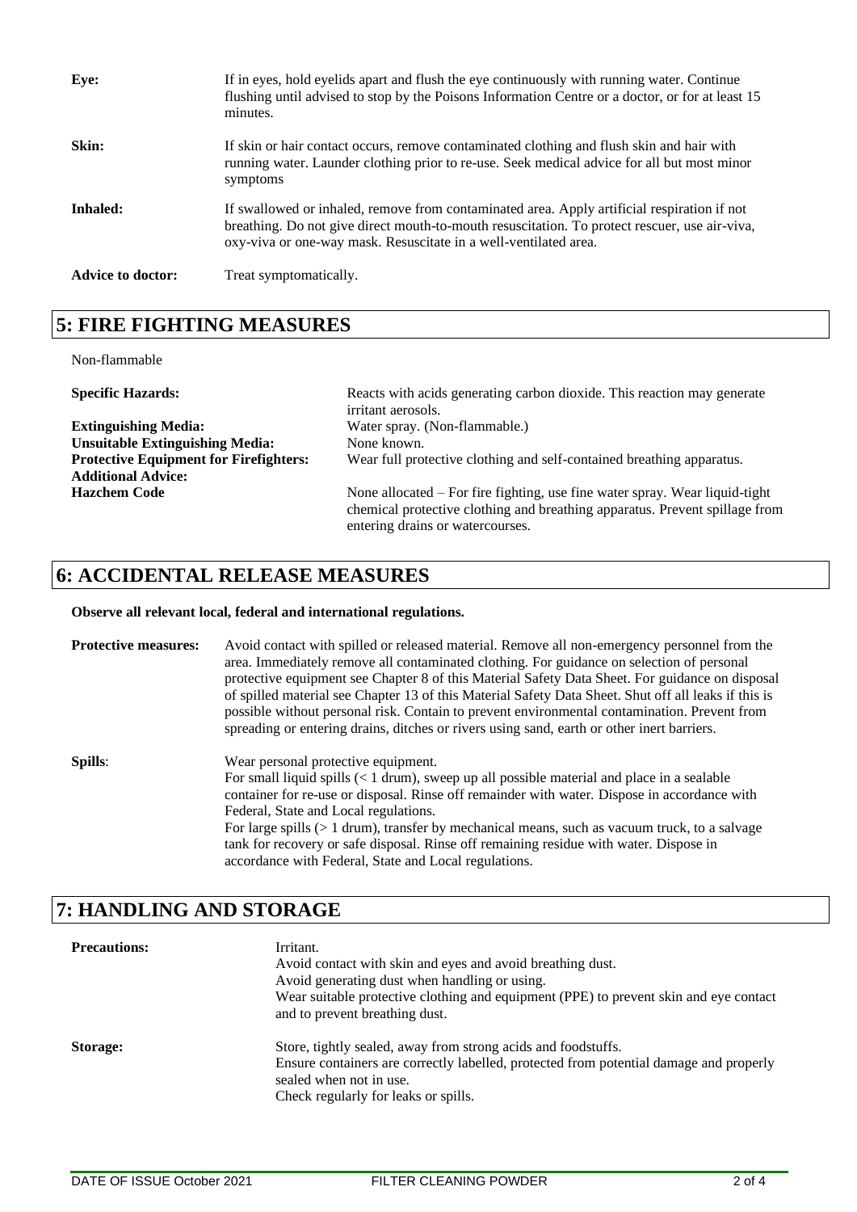| | |
|---|---|
| **Eye:** | If in eyes, hold eyelids apart and flush the eye continuously with running water. Continue flushing until advised to stop by the Poisons Information Centre or a doctor, or for at least 15 minutes. |
| **Skin:** | If skin or hair contact occurs, remove contaminated clothing and flush skin and hair with running water. Launder clothing prior to re-use. Seek medical advice for all but most minor symptoms |
| **Inhaled:** | If swallowed or inhaled, remove from contaminated area. Apply artificial respiration if not breathing. Do not give direct mouth-to-mouth resuscitation. To protect rescuer, use air-viva, oxy-viva or one-way mask. Resuscitate in a well-ventilated area. |
| **Advice to doctor:** | Treat symptomatically. |

## 5: FIRE FIGHTING MEASURES

Non-flammable

| | |
|---|---|
| **Specific Hazards:** | Reacts with acids generating carbon dioxide. This reaction may generate irritant aerosols. |
| **Extinguishing Media:** | Water spray. (Non-flammable.) |
| **Unsuitable Extinguishing Media:** | None known. |
| **Protective Equipment for Firefighters:** | Wear full protective clothing and self-contained breathing apparatus. |
| **Additional Advice:** | |
| **Hazchem Code** | None allocated – For fire fighting, use fine water spray. Wear liquid-tight chemical protective clothing and breathing apparatus. Prevent spillage from entering drains or watercourses. |

## 6: ACCIDENTAL RELEASE MEASURES

**Observe all relevant local, federal and international regulations.**

| | |
|---|---|
| **Protective measures:** | Avoid contact with spilled or released material. Remove all non-emergency personnel from the area. Immediately remove all contaminated clothing. For guidance on selection of personal protective equipment see Chapter 8 of this Material Safety Data Sheet. For guidance on disposal of spilled material see Chapter 13 of this Material Safety Data Sheet. Shut off all leaks if this is possible without personal risk. Contain to prevent environmental contamination. Prevent from spreading or entering drains, ditches or rivers using sand, earth or other inert barriers. |
| **Spills**: | Wear personal protective equipment.<br>For small liquid spills (< 1 drum), sweep up all possible material and place in a sealable container for re-use or disposal. Rinse off remainder with water. Dispose in accordance with Federal, State and Local regulations.<br>For large spills (> 1 drum), transfer by mechanical means, such as vacuum truck, to a salvage tank for recovery or safe disposal. Rinse off remaining residue with water. Dispose in accordance with Federal, State and Local regulations. |

## 7: HANDLING AND STORAGE

| | |
|---|---|
| **Precautions:** | Irritant.<br>Avoid contact with skin and eyes and avoid breathing dust.<br>Avoid generating dust when handling or using.<br>Wear suitable protective clothing and equipment (PPE) to prevent skin and eye contact and to prevent breathing dust. |
| **Storage:** | Store, tightly sealed, away from strong acids and foodstuffs.<br>Ensure containers are correctly labelled, protected from potential damage and properly sealed when not in use.<br>Check regularly for leaks or spills. |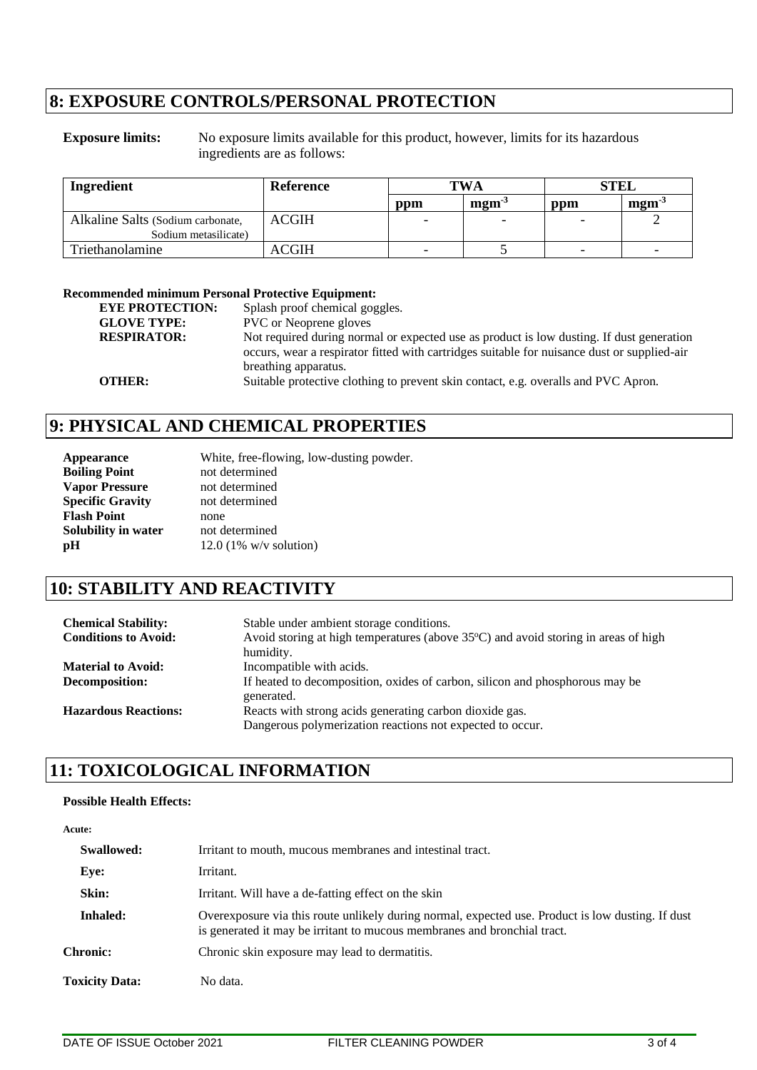## 8: EXPOSURE CONTROLS/PERSONAL PROTECTION

**Exposure limits:** No exposure limits available for this product, however, limits for its hazardous ingredients are as follows:

| Ingredient | Reference | TWA | | STEL | |
|---|---|---|---|---|---|
| | | ppm | $mgm^{-3}$ | ppm | $mgm^{-3}$ |
| Alkaline Salts (Sodium carbonate, Sodium metasilicate) | ACGIH | - | - | - | 2 |
| Triethanolamine | ACGIH | - | 5 | - | - |

**Recommended minimum Personal Protective Equipment:**

**EYE PROTECTION:** Splash proof chemical goggles.

**GLOVE TYPE:** PVC or Neoprene gloves

**RESPIRATOR:** Not required during normal or expected use as product is low dusting. If dust generation occurs, wear a respirator fitted with cartridges suitable for nuisance dust or supplied-air breathing apparatus.

**OTHER:** Suitable protective clothing to prevent skin contact, e.g. overalls and PVC Apron.

## 9: PHYSICAL AND CHEMICAL PROPERTIES

**Appearance** White, free-flowing, low-dusting powder.
**Boiling Point** not determined
**Vapor Pressure** not determined
**Specific Gravity** not determined
**Flash Point** none
**Solubility in water** not determined
**pH** 12.0 (1% w/v solution)

## 10: STABILITY AND REACTIVITY

**Chemical Stability:** Stable under ambient storage conditions.

**Conditions to Avoid:** Avoid storing at high temperatures (above 35ºC) and avoid storing in areas of high humidity.

**Material to Avoid:** Incompatible with acids.

**Decomposition:** If heated to decomposition, oxides of carbon, silicon and phosphorous may be generated.

**Hazardous Reactions:** Reacts with strong acids generating carbon dioxide gas. Dangerous polymerization reactions not expected to occur.

## 11: TOXICOLOGICAL INFORMATION

**Possible Health Effects:**

**Acute:**

**Swallowed:** Irritant to mouth, mucous membranes and intestinal tract.

**Eye:** Irritant.

**Skin:** Irritant. Will have a de-fatting effect on the skin

**Inhaled:** Overexposure via this route unlikely during normal, expected use. Product is low dusting. If dust is generated it may be irritant to mucous membranes and bronchial tract.

**Chronic:** Chronic skin exposure may lead to dermatitis.

**Toxicity Data:** No data.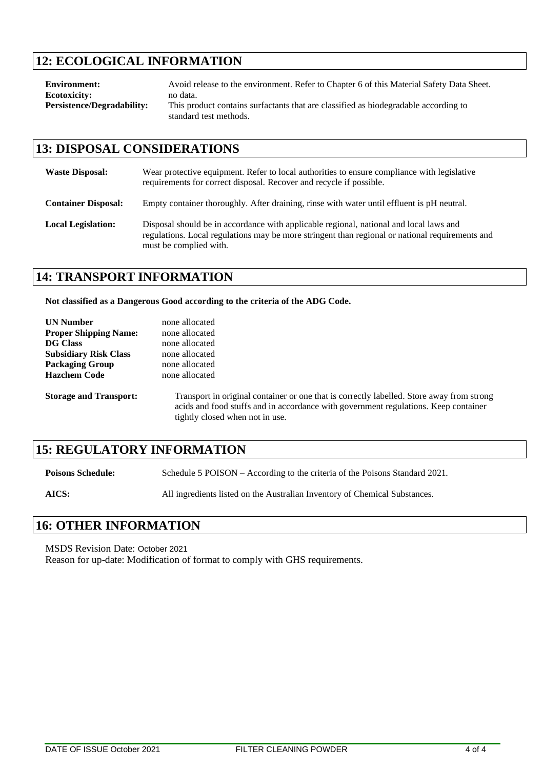## 12: ECOLOGICAL INFORMATION

| | |
|---|---|
| **Environment:** | Avoid release to the environment. Refer to Chapter 6 of this Material Safety Data Sheet. |
| **Ecotoxicity:** | no data. |
| **Persistence/Degradability:** | This product contains surfactants that are classified as biodegradable according to standard test methods. |

## 13: DISPOSAL CONSIDERATIONS

| | |
|---|---|
| **Waste Disposal:** | Wear protective equipment. Refer to local authorities to ensure compliance with legislative requirements for correct disposal. Recover and recycle if possible. |
| **Container Disposal:** | Empty container thoroughly. After draining, rinse with water until effluent is pH neutral. |
| **Local Legislation:** | Disposal should be in accordance with applicable regional, national and local laws and regulations. Local regulations may be more stringent than regional or national requirements and must be complied with. |

## 14: TRANSPORT INFORMATION

**Not classified as a Dangerous Good according to the criteria of the ADG Code.**

| | |
|---|---|
| **UN Number** | none allocated |
| **Proper Shipping Name:** | none allocated |
| **DG Class** | none allocated |
| **Subsidiary Risk Class** | none allocated |
| **Packaging Group** | none allocated |
| **Hazchem Code** | none allocated |

**Storage and Transport:** Transport in original container or one that is correctly labelled. Store away from strong acids and food stuffs and in accordance with government regulations. Keep container tightly closed when not in use.

## 15: REGULATORY INFORMATION

| | |
|---|---|
| **Poisons Schedule:** | Schedule 5 POISON – According to the criteria of the Poisons Standard 2021. |
| **AICS:** | All ingredients listed on the Australian Inventory of Chemical Substances. |

## 16: OTHER INFORMATION

MSDS Revision Date: October 2021
Reason for up-date: Modification of format to comply with GHS requirements.